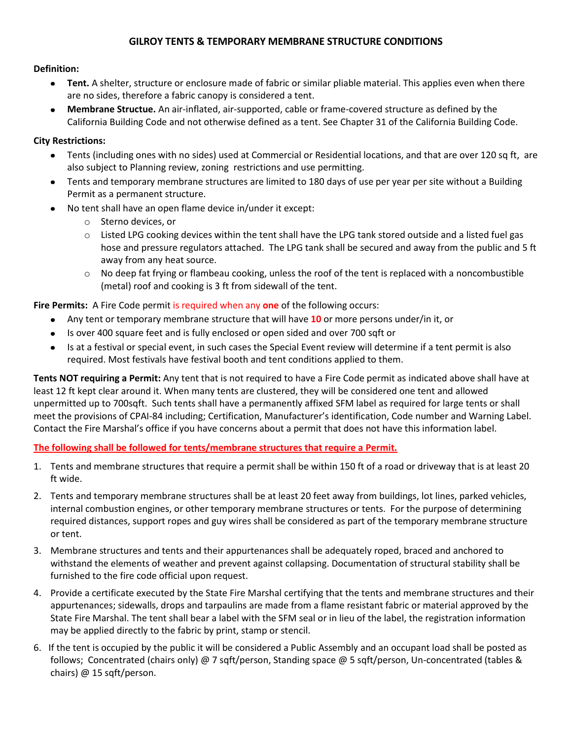# GILROY TENTS & TEMPORARY MEMBRANE STRUCTURE CONDITIONS

**Definition:**

- **Tent.** A shelter, structure or enclosure made of fabric or similar pliable material. This applies even when there are no sides, therefore a fabric canopy is considered a tent.
- **Membrane Structue.** An air-inflated, air-supported, cable or frame-covered structure as defined by the California Building Code and not otherwise defined as a tent. See Chapter 31 of the California Building Code.

**City Restrictions:**

- Tents (including ones with no sides) used at Commercial or Residential locations, and that are over 120 sq ft, are also subject to Planning review, zoning restrictions and use permitting.
- Tents and temporary membrane structures are limited to 180 days of use per year per site without a Building Permit as a permanent structure.
- No tent shall have an open flame device in/under it except:
  - Sterno devices, or
  - Listed LPG cooking devices within the tent shall have the LPG tank stored outside and a listed fuel gas hose and pressure regulators attached. The LPG tank shall be secured and away from the public and 5 ft away from any heat source.
  - No deep fat frying or flambeau cooking, unless the roof of the tent is replaced with a noncombustible (metal) roof and cooking is 3 ft from sidewall of the tent.

**Fire Permits:** A Fire Code permit is required when any **one** of the following occurs:

- Any tent or temporary membrane structure that will have **10** or more persons under/in it, or
- Is over 400 square feet and is fully enclosed or open sided and over 700 sqft or
- Is at a festival or special event, in such cases the Special Event review will determine if a tent permit is also required. Most festivals have festival booth and tent conditions applied to them.

**Tents NOT requiring a Permit:** Any tent that is not required to have a Fire Code permit as indicated above shall have at least 12 ft kept clear around it. When many tents are clustered, they will be considered one tent and allowed unpermitted up to 700sqft. Such tents shall have a permanently affixed SFM label as required for large tents or shall meet the provisions of CPAI-84 including; Certification, Manufacturer's identification, Code number and Warning Label. Contact the Fire Marshal's office if you have concerns about a permit that does not have this information label.

**The following shall be followed for tents/membrane structures that require a Permit.**

1. Tents and membrane structures that require a permit shall be within 150 ft of a road or driveway that is at least 20 ft wide.
2. Tents and temporary membrane structures shall be at least 20 feet away from buildings, lot lines, parked vehicles, internal combustion engines, or other temporary membrane structures or tents. For the purpose of determining required distances, support ropes and guy wires shall be considered as part of the temporary membrane structure or tent.
3. Membrane structures and tents and their appurtenances shall be adequately roped, braced and anchored to withstand the elements of weather and prevent against collapsing. Documentation of structural stability shall be furnished to the fire code official upon request.
4. Provide a certificate executed by the State Fire Marshal certifying that the tents and membrane structures and their appurtenances; sidewalls, drops and tarpaulins are made from a flame resistant fabric or material approved by the State Fire Marshal. The tent shall bear a label with the SFM seal or in lieu of the label, the registration information may be applied directly to the fabric by print, stamp or stencil.

6. If the tent is occupied by the public it will be considered a Public Assembly and an occupant load shall be posted as follows; Concentrated (chairs only) @ 7 sqft/person, Standing space @ 5 sqft/person, Un-concentrated (tables & chairs) @ 15 sqft/person.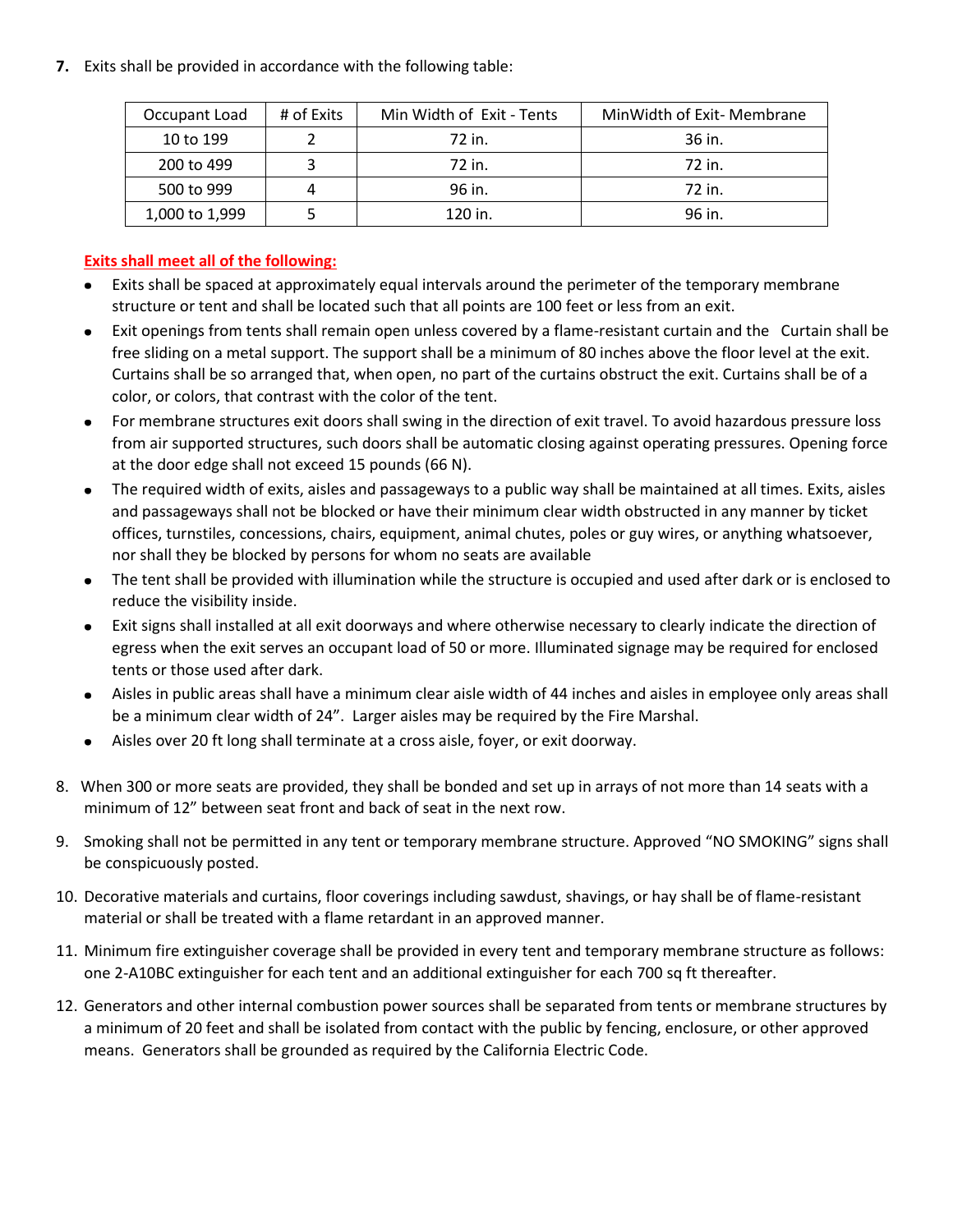**7.** Exits shall be provided in accordance with the following table:

| Occupant Load | # of Exits | Min Width of Exit - Tents | MinWidth of Exit- Membrane |
|---|---|---|---|
| 10 to 199 | 2 | 72 in. | 36 in. |
| 200 to 499 | 3 | 72 in. | 72 in. |
| 500 to 999 | 4 | 96 in. | 72 in. |
| 1,000 to 1,999 | 5 | 120 in. | 96 in. |

**Exits shall meet all of the following:**

- Exits shall be spaced at approximately equal intervals around the perimeter of the temporary membrane structure or tent and shall be located such that all points are 100 feet or less from an exit.
- Exit openings from tents shall remain open unless covered by a flame-resistant curtain and the Curtain shall be free sliding on a metal support. The support shall be a minimum of 80 inches above the floor level at the exit. Curtains shall be so arranged that, when open, no part of the curtains obstruct the exit. Curtains shall be of a color, or colors, that contrast with the color of the tent.
- For membrane structures exit doors shall swing in the direction of exit travel. To avoid hazardous pressure loss from air supported structures, such doors shall be automatic closing against operating pressures. Opening force at the door edge shall not exceed 15 pounds (66 N).
- The required width of exits, aisles and passageways to a public way shall be maintained at all times. Exits, aisles and passageways shall not be blocked or have their minimum clear width obstructed in any manner by ticket offices, turnstiles, concessions, chairs, equipment, animal chutes, poles or guy wires, or anything whatsoever, nor shall they be blocked by persons for whom no seats are available
- The tent shall be provided with illumination while the structure is occupied and used after dark or is enclosed to reduce the visibility inside.
- Exit signs shall installed at all exit doorways and where otherwise necessary to clearly indicate the direction of egress when the exit serves an occupant load of 50 or more. Illuminated signage may be required for enclosed tents or those used after dark.
- Aisles in public areas shall have a minimum clear aisle width of 44 inches and aisles in employee only areas shall be a minimum clear width of 24". Larger aisles may be required by the Fire Marshal.
- Aisles over 20 ft long shall terminate at a cross aisle, foyer, or exit doorway.

8. When 300 or more seats are provided, they shall be bonded and set up in arrays of not more than 14 seats with a minimum of 12" between seat front and back of seat in the next row.

9. Smoking shall not be permitted in any tent or temporary membrane structure. Approved "NO SMOKING" signs shall be conspicuously posted.

10. Decorative materials and curtains, floor coverings including sawdust, shavings, or hay shall be of flame-resistant material or shall be treated with a flame retardant in an approved manner.

11. Minimum fire extinguisher coverage shall be provided in every tent and temporary membrane structure as follows: one 2-A10BC extinguisher for each tent and an additional extinguisher for each 700 sq ft thereafter.

12. Generators and other internal combustion power sources shall be separated from tents or membrane structures by a minimum of 20 feet and shall be isolated from contact with the public by fencing, enclosure, or other approved means. Generators shall be grounded as required by the California Electric Code.